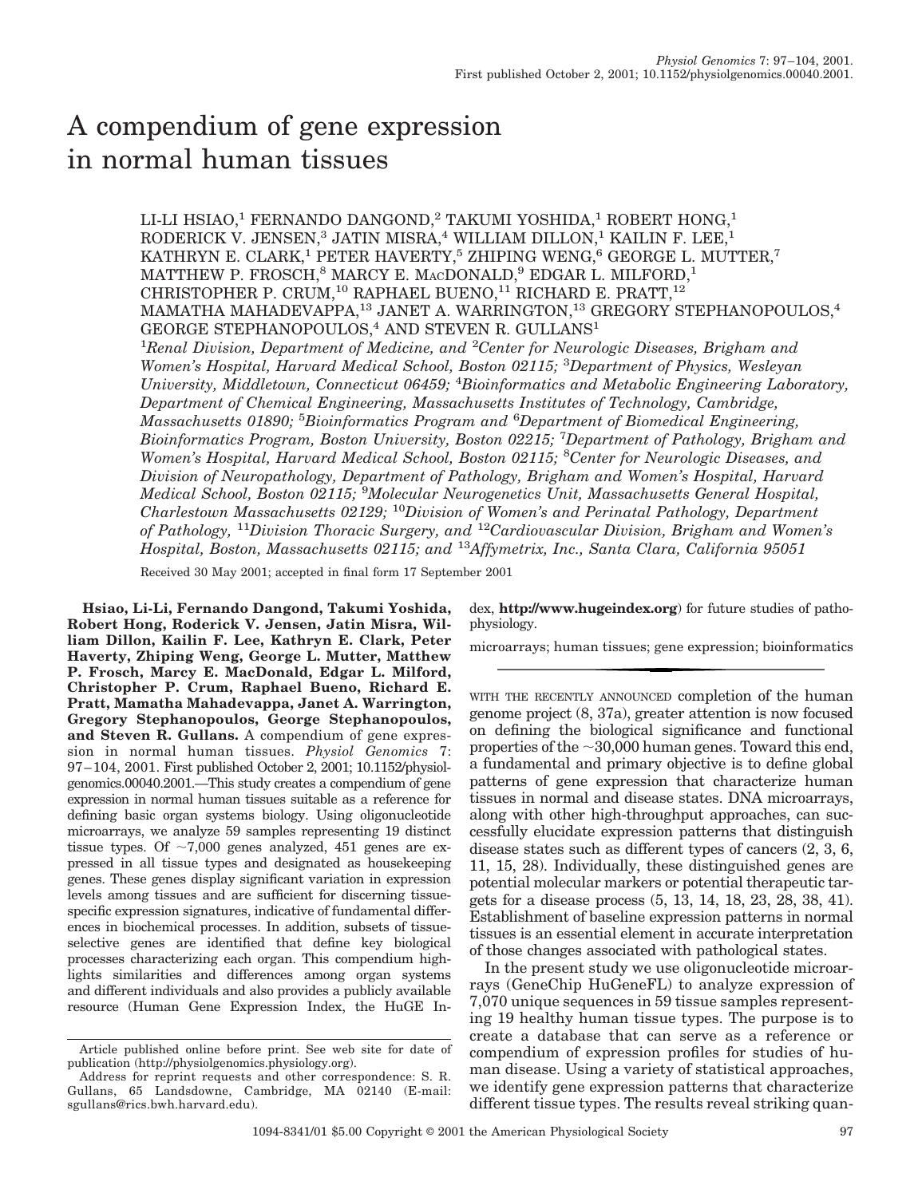# A compendium of gene expression in normal human tissues

LI-LI HSIAO,[1] FERNANDO DANGOND,[2] TAKUMI YOSHIDA,[1] ROBERT HONG,[1] RODERICK V. JENSEN,[3] JATIN MISRA,[4] WILLIAM DILLON,[1] KAILIN F. LEE,[1] KATHRYN E. CLARK,[1] PETER HAVERTY,[5] ZHIPING WENG,[6] GEORGE L. MUTTER,[7] MATTHEW P. FROSCH,[8] MARCY E. MACDONALD,[9] EDGAR L. MILFORD,[1] CHRISTOPHER P. CRUM,[10] RAPHAEL BUENO,[11] RICHARD E. PRATT,[12] MAMATHA MAHADEVAPPA,[13] JANET A. WARRINGTON,[13] GREGORY STEPHANOPOULOS,[4] GEORGE STEPHANOPOULOS,[4] AND STEVEN R. GULLANS[1]

[1]*Renal Division, Department of Medicine, and* [2]*Center for Neurologic Diseases, Brigham and Women's Hospital, Harvard Medical School, Boston 02115;* [3]*Department of Physics, Wesleyan University, Middletown, Connecticut 06459;* [4]*Bioinformatics and Metabolic Engineering Laboratory, Department of Chemical Engineering, Massachusetts Institutes of Technology, Cambridge, Massachusetts 01890;* [5]*Bioinformatics Program and* [6]*Department of Biomedical Engineering, Bioinformatics Program, Boston University, Boston 02215;* [7]*Department of Pathology, Brigham and Women's Hospital, Harvard Medical School, Boston 02115;* [8]*Center for Neurologic Diseases, and Division of Neuropathology, Department of Pathology, Brigham and Women's Hospital, Harvard Medical School, Boston 02115;* [9]*Molecular Neurogenetics Unit, Massachusetts General Hospital, Charlestown Massachusetts 02129;* [10]*Division of Women's and Perinatal Pathology, Department of Pathology,* [11]*Division Thoracic Surgery, and* [12]*Cardiovascular Division, Brigham and Women's Hospital, Boston, Massachusetts 02115; and* [13]*Affymetrix, Inc., Santa Clara, California 95051*

Received 30 May 2001; accepted in final form 17 September 2001

**Hsiao, Li-Li, Fernando Dangond, Takumi Yoshida, Robert Hong, Roderick V. Jensen, Jatin Misra, William Dillon, Kailin F. Lee, Kathryn E. Clark, Peter Haverty, Zhiping Weng, George L. Mutter, Matthew P. Frosch, Marcy E. MacDonald, Edgar L. Milford, Christopher P. Crum, Raphael Bueno, Richard E. Pratt, Mamatha Mahadevappa, Janet A. Warrington, Gregory Stephanopoulos, George Stephanopoulos, and Steven R. Gullans.** A compendium of gene expression in normal human tissues. *Physiol Genomics* 7: 97–104, 2001. First published October 2, 2001; 10.1152/physiolgenomics.00040.2001.—This study creates a compendium of gene expression in normal human tissues suitable as a reference for defining basic organ systems biology. Using oligonucleotide microarrays, we analyze 59 samples representing 19 distinct tissue types. Of ~7,000 genes analyzed, 451 genes are expressed in all tissue types and designated as housekeeping genes. These genes display significant variation in expression levels among tissues and are sufficient for discerning tissue-specific expression signatures, indicative of fundamental differences in biochemical processes. In addition, subsets of tissue-selective genes are identified that define key biological processes characterizing each organ. This compendium highlights similarities and differences among organ systems and different individuals and also provides a publicly available resource (Human Gene Expression Index, the HuGE Index, **http://www.hugeindex.org**) for future studies of pathophysiology.

microarrays; human tissues; gene expression; bioinformatics

WITH THE RECENTLY ANNOUNCED completion of the human genome project (8, 37a), greater attention is now focused on defining the biological significance and functional properties of the ~30,000 human genes. Toward this end, a fundamental and primary objective is to define global patterns of gene expression that characterize human tissues in normal and disease states. DNA microarrays, along with other high-throughput approaches, can successfully elucidate expression patterns that distinguish disease states such as different types of cancers (2, 3, 6, 11, 15, 28). Individually, these distinguished genes are potential molecular markers or potential therapeutic targets for a disease process (5, 13, 14, 18, 23, 28, 38, 41). Establishment of baseline expression patterns in normal tissues is an essential element in accurate interpretation of those changes associated with pathological states.

In the present study we use oligonucleotide microarrays (GeneChip HuGeneFL) to analyze expression of 7,070 unique sequences in 59 tissue samples representing 19 healthy human tissue types. The purpose is to create a database that can serve as a reference or compendium of expression profiles for studies of human disease. Using a variety of statistical approaches, we identify gene expression patterns that characterize different tissue types. The results reveal striking quan-

Article published online before print. See web site for date of publication (http://physiolgenomics.physiology.org).

Address for reprint requests and other correspondence: S. R. Gullans, 65 Landsdowne, Cambridge, MA 02140 (E-mail: sgullans@rics.bwh.harvard.edu).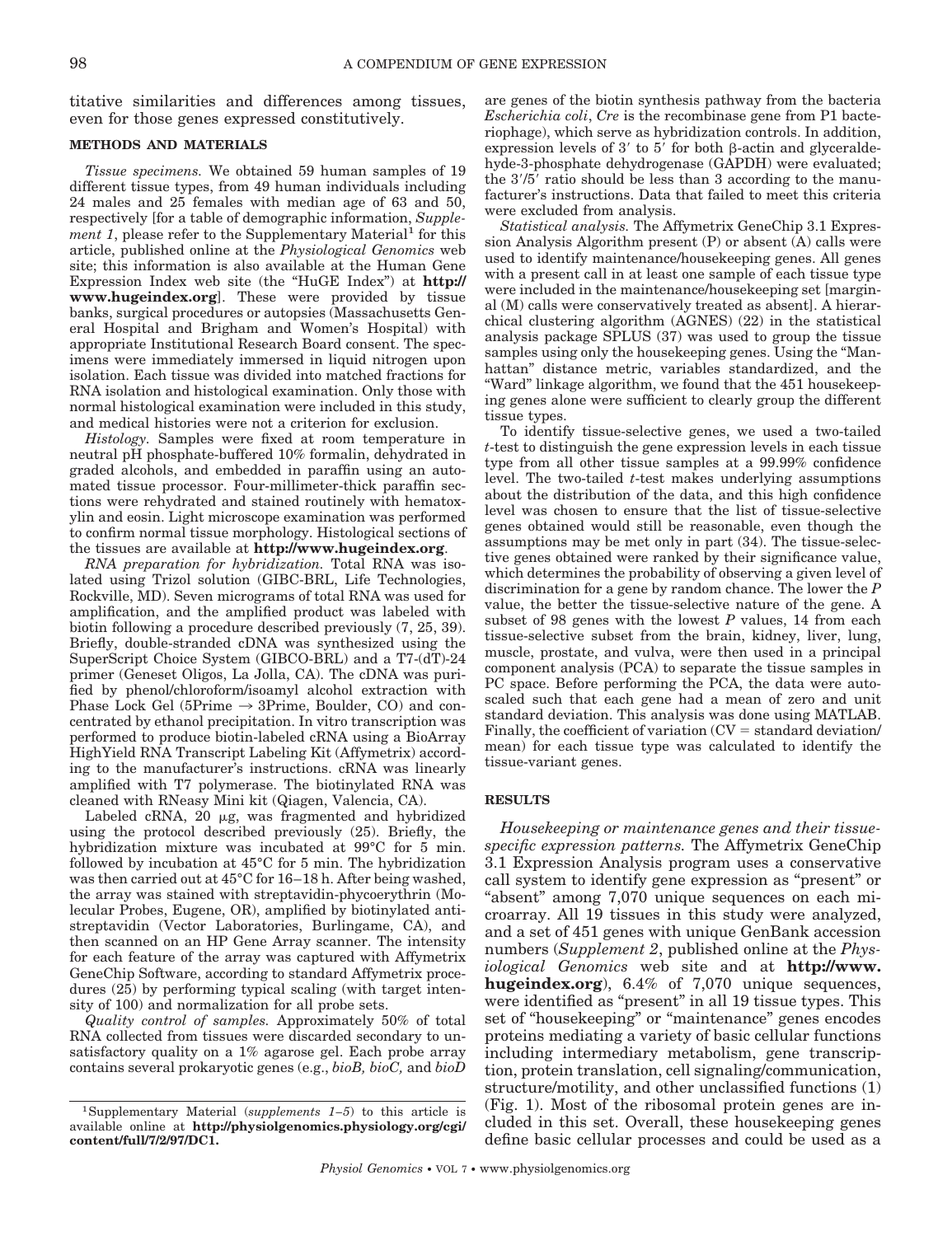titative similarities and differences among tissues, even for those genes expressed constitutively.

## METHODS AND MATERIALS

*Tissue specimens.* We obtained 59 human samples of 19 different tissue types, from 49 human individuals including 24 males and 25 females with median age of 63 and 50, respectively [for a table of demographic information, *Supplement 1*, please refer to the Supplementary Material[1] for this article, published online at the *Physiological Genomics* web site; this information is also available at the Human Gene Expression Index web site (the "HuGE Index") at **http://www.hugeindex.org**]. These were provided by tissue banks, surgical procedures or autopsies (Massachusetts General Hospital and Brigham and Women's Hospital) with appropriate Institutional Research Board consent. The specimens were immediately immersed in liquid nitrogen upon isolation. Each tissue was divided into matched fractions for RNA isolation and histological examination. Only those with normal histological examination were included in this study, and medical histories were not a criterion for exclusion.

*Histology.* Samples were fixed at room temperature in neutral pH phosphate-buffered 10% formalin, dehydrated in graded alcohols, and embedded in paraffin using an automated tissue processor. Four-millimeter-thick paraffin sections were rehydrated and stained routinely with hematoxylin and eosin. Light microscope examination was performed to confirm normal tissue morphology. Histological sections of the tissues are available at **http://www.hugeindex.org**.

*RNA preparation for hybridization.* Total RNA was isolated using Trizol solution (GIBC-BRL, Life Technologies, Rockville, MD). Seven micrograms of total RNA was used for amplification, and the amplified product was labeled with biotin following a procedure described previously (7, 25, 39). Briefly, double-stranded cDNA was synthesized using the SuperScript Choice System (GIBCO-BRL) and a T7-(dT)-24 primer (Geneset Oligos, La Jolla, CA). The cDNA was purified by phenol/chloroform/isoamyl alcohol extraction with Phase Lock Gel (5Prime → 3Prime, Boulder, CO) and concentrated by ethanol precipitation. In vitro transcription was performed to produce biotin-labeled cRNA using a BioArray HighYield RNA Transcript Labeling Kit (Affymetrix) according to the manufacturer's instructions. cRNA was linearly amplified with T7 polymerase. The biotinylated RNA was cleaned with RNeasy Mini kit (Qiagen, Valencia, CA).

Labeled cRNA, 20 μg, was fragmented and hybridized using the protocol described previously (25). Briefly, the hybridization mixture was incubated at 99°C for 5 min. followed by incubation at 45°C for 5 min. The hybridization was then carried out at 45°C for 16–18 h. After being washed, the array was stained with streptavidin-phycoerythrin (Molecular Probes, Eugene, OR), amplified by biotinylated anti-streptavidin (Vector Laboratories, Burlingame, CA), and then scanned on an HP Gene Array scanner. The intensity for each feature of the array was captured with Affymetrix GeneChip Software, according to standard Affymetrix procedures (25) by performing typical scaling (with target intensity of 100) and normalization for all probe sets.

*Quality control of samples.* Approximately 50% of total RNA collected from tissues were discarded secondary to unsatisfactory quality on a 1% agarose gel. Each probe array contains several prokaryotic genes (e.g., *bioB, bioC,* and *bioD* are genes of the biotin synthesis pathway from the bacteria *Escherichia coli*, *Cre* is the recombinase gene from P1 bacteriophage), which serve as hybridization controls. In addition, expression levels of 3′ to 5′ for both β-actin and glyceraldehyde-3-phosphate dehydrogenase (GAPDH) were evaluated; the 3′/5′ ratio should be less than 3 according to the manufacturer's instructions. Data that failed to meet this criteria were excluded from analysis.

*Statistical analysis.* The Affymetrix GeneChip 3.1 Expression Analysis Algorithm present (P) or absent (A) calls were used to identify maintenance/housekeeping genes. All genes with a present call in at least one sample of each tissue type were included in the maintenance/housekeeping set [marginal (M) calls were conservatively treated as absent]. A hierarchical clustering algorithm (AGNES) (22) in the statistical analysis package SPLUS (37) was used to group the tissue samples using only the housekeeping genes. Using the "Manhattan" distance metric, variables standardized, and the "Ward" linkage algorithm, we found that the 451 housekeeping genes alone were sufficient to clearly group the different tissue types.

To identify tissue-selective genes, we used a two-tailed *t*-test to distinguish the gene expression levels in each tissue type from all other tissue samples at a 99.99% confidence level. The two-tailed *t*-test makes underlying assumptions about the distribution of the data, and this high confidence level was chosen to ensure that the list of tissue-selective genes obtained would still be reasonable, even though the assumptions may be met only in part (34). The tissue-selective genes obtained were ranked by their significance value, which determines the probability of observing a given level of discrimination for a gene by random chance. The lower the *P* value, the better the tissue-selective nature of the gene. A subset of 98 genes with the lowest *P* values, 14 from each tissue-selective subset from the brain, kidney, liver, lung, muscle, prostate, and vulva, were then used in a principal component analysis (PCA) to separate the tissue samples in PC space. Before performing the PCA, the data were autoscaled such that each gene had a mean of zero and unit standard deviation. This analysis was done using MATLAB. Finally, the coefficient of variation (CV = standard deviation/mean) for each tissue type was calculated to identify the tissue-variant genes.

## RESULTS

*Housekeeping or maintenance genes and their tissue-specific expression patterns.* The Affymetrix GeneChip 3.1 Expression Analysis program uses a conservative call system to identify gene expression as "present" or "absent" among 7,070 unique sequences on each microarray. All 19 tissues in this study were analyzed, and a set of 451 genes with unique GenBank accession numbers (*Supplement 2*, published online at the *Physiological Genomics* web site and at **http://www.hugeindex.org**), 6.4% of 7,070 unique sequences, were identified as "present" in all 19 tissue types. This set of "housekeeping" or "maintenance" genes encodes proteins mediating a variety of basic cellular functions including intermediary metabolism, gene transcription, protein translation, cell signaling/communication, structure/motility, and other unclassified functions (1) (Fig. 1). Most of the ribosomal protein genes are included in this set. Overall, these housekeeping genes define basic cellular processes and could be used as a

[1]Supplementary Material (*supplements 1–5*) to this article is available online at **http://physiolgenomics.physiology.org/cgi/content/full/7/2/97/DC1.**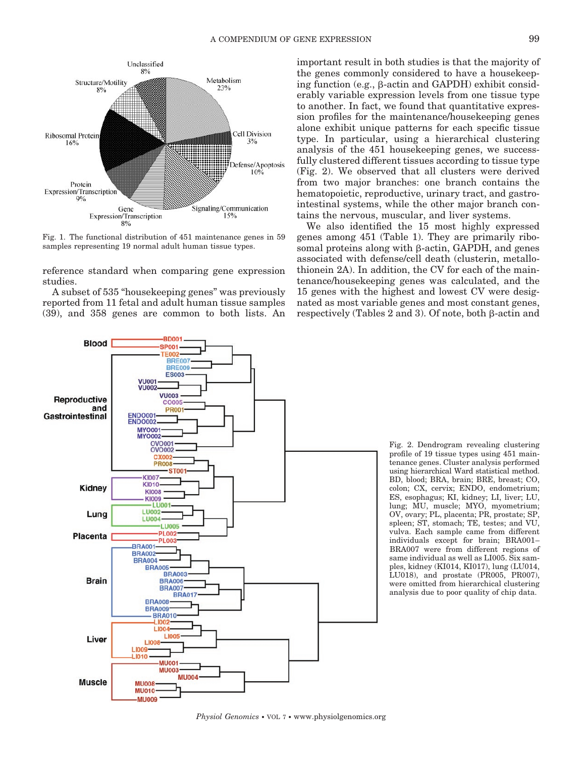Fig. 1. The functional distribution of 451 maintenance genes in 59 samples representing 19 normal adult human tissue types.

reference standard when comparing gene expression studies.

A subset of 535 "housekeeping genes" was previously reported from 11 fetal and adult human tissue samples (39), and 358 genes are common to both lists. An important result in both studies is that the majority of the genes commonly considered to have a housekeeping function (e.g., β-actin and GAPDH) exhibit considerably variable expression levels from one tissue type to another. In fact, we found that quantitative expression profiles for the maintenance/housekeeping genes alone exhibit unique patterns for each specific tissue type. In particular, using a hierarchical clustering analysis of the 451 housekeeping genes, we successfully clustered different tissues according to tissue type (Fig. 2). We observed that all clusters were derived from two major branches: one branch contains the hematopoietic, reproductive, urinary tract, and gastrointestinal systems, while the other major branch contains the nervous, muscular, and liver systems.

We also identified the 15 most highly expressed genes among 451 (Table 1). They are primarily ribosomal proteins along with β-actin, GAPDH, and genes associated with defense/cell death (clusterin, metallothionein 2A). In addition, the CV for each of the maintenance/housekeeping genes was calculated, and the 15 genes with the highest and lowest CV were designated as most variable genes and most constant genes, respectively (Tables 2 and 3). Of note, both β-actin and

Fig. 2. Dendrogram revealing clustering profile of 19 tissue types using 451 maintenance genes. Cluster analysis performed using hierarchical Ward statistical method. BD, blood; BRA, brain; BRE, breast; CO, colon; CX, cervix; ENDO, endometrium; ES, esophagus; KI, kidney; LI, liver; LU, lung; MU, muscle; MYO, myometrium; OV, ovary; PL, placenta; PR, prostate; SP, spleen; ST, stomach; TE, testes; and VU, vulva. Each sample came from different individuals except for brain; BRA001–BRA007 were from different regions of same individual as well as LI005. Six samples, kidney (KI014, KI017), lung (LU014, LU018), and prostate (PR005, PR007), were omitted from hierarchical clustering analysis due to poor quality of chip data.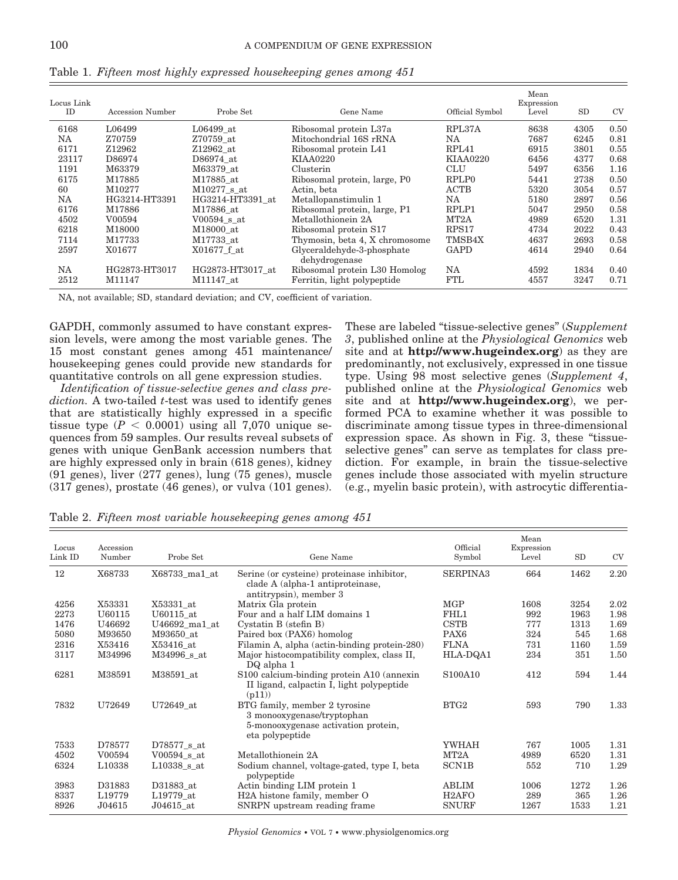Table 1. *Fifteen most highly expressed housekeeping genes among 451*

| Locus Link ID | Accession Number | Probe Set | Gene Name | Official Symbol | Mean Expression Level | SD | CV |
|---|---|---|---|---|---|---|---|
| 6168 | L06499 | L06499_at | Ribosomal protein L37a | RPL37A | 8638 | 4305 | 0.50 |
| NA | Z70759 | Z70759_at | Mitochondrial 16S rRNA | NA | 7687 | 6245 | 0.81 |
| 6171 | Z12962 | Z12962_at | Ribosomal protein L41 | RPL41 | 6915 | 3801 | 0.55 |
| 23117 | D86974 | D86974_at | KIAA0220 | KIAA0220 | 6456 | 4377 | 0.68 |
| 1191 | M63379 | M63379_at | Clusterin | CLU | 5497 | 6356 | 1.16 |
| 6175 | M17885 | M17885_at | Ribosomal protein, large, P0 | RPLP0 | 5441 | 2738 | 0.50 |
| 60 | M10277 | M10277_s_at | Actin, beta | ACTB | 5320 | 3054 | 0.57 |
| NA | HG3214-HT3391 | HG3214-HT3391_at | Metallopanstimulin 1 | NA | 5180 | 2897 | 0.56 |
| 6176 | M17886 | M17886_at | Ribosomal protein, large, P1 | RPLP1 | 5047 | 2950 | 0.58 |
| 4502 | V00594 | V00594_s_at | Metallothionein 2A | MT2A | 4989 | 6520 | 1.31 |
| 6218 | M18000 | M18000_at | Ribosomal protein S17 | RPS17 | 4734 | 2022 | 0.43 |
| 7114 | M17733 | M17733_at | Thymosin, beta 4, X chromosome | TMSB4X | 4637 | 2693 | 0.58 |
| 2597 | X01677 | X01677_f_at | Glyceraldehyde-3-phosphate dehydrogenase | GAPD | 4614 | 2940 | 0.64 |
| NA | HG2873-HT3017 | HG2873-HT3017_at | Ribosomal protein L30 Homolog | NA | 4592 | 1834 | 0.40 |
| 2512 | M11147 | M11147_at | Ferritin, light polypeptide | FTL | 4557 | 3247 | 0.71 |

NA, not available; SD, standard deviation; and CV, coefficient of variation.

GAPDH, commonly assumed to have constant expression levels, were among the most variable genes. The 15 most constant genes among 451 maintenance/housekeeping genes could provide new standards for quantitative controls on all gene expression studies.

*Identification of tissue-selective genes and class prediction.* A two-tailed *t*-test was used to identify genes that are statistically highly expressed in a specific tissue type ($P < 0.0001$) using all 7,070 unique sequences from 59 samples. Our results reveal subsets of genes with unique GenBank accession numbers that are highly expressed only in brain (618 genes), kidney (91 genes), liver (277 genes), lung (75 genes), muscle (317 genes), prostate (46 genes), or vulva (101 genes). These are labeled "tissue-selective genes" (*Supplement 3*, published online at the *Physiological Genomics* web site and at **http://www.hugeindex.org**) as they are predominantly, not exclusively, expressed in one tissue type. Using 98 most selective genes (*Supplement 4*, published online at the *Physiological Genomics* web site and at **http://www.hugeindex.org**), we performed PCA to examine whether it was possible to discriminate among tissue types in three-dimensional expression space. As shown in Fig. 3, these "tissue-selective genes" can serve as templates for class prediction. For example, in brain the tissue-selective genes include those associated with myelin structure (e.g., myelin basic protein), with astrocytic differentia-

Table 2. *Fifteen most variable housekeeping genes among 451*

| Locus Link ID | Accession Number | Probe Set | Gene Name | Official Symbol | Mean Expression Level | SD | CV |
|---|---|---|---|---|---|---|---|
| 12 | X68733 | X68733_ma1_at | Serine (or cysteine) proteinase inhibitor, clade A (alpha-1 antiproteinase, antitrypsin), member 3 | SERPINA3 | 664 | 1462 | 2.20 |
| 4256 | X53331 | X53331_at | Matrix Gla protein | MGP | 1608 | 3254 | 2.02 |
| 2273 | U60115 | U60115_at | Four and a half LIM domains 1 | FHL1 | 992 | 1963 | 1.98 |
| 1476 | U46692 | U46692_ma1_at | Cystatin B (stefin B) | CSTB | 777 | 1313 | 1.69 |
| 5080 | M93650 | M93650_at | Paired box (PAX6) homolog | PAX6 | 324 | 545 | 1.68 |
| 2316 | X53416 | X53416_at | Filamin A, alpha (actin-binding protein-280) | FLNA | 731 | 1160 | 1.59 |
| 3117 | M34996 | M34996_s_at | Major histocompatibility complex, class II, DQ alpha 1 | HLA-DQA1 | 234 | 351 | 1.50 |
| 6281 | M38591 | M38591_at | S100 calcium-binding protein A10 (annexin II ligand, calpactin I, light polypeptide (p11)) | S100A10 | 412 | 594 | 1.44 |
| 7832 | U72649 | U72649_at | BTG family, member 2 tyrosine 3 monooxygenase/tryptophan 5-monooxygenase activation protein, eta polypeptide | BTG2 | 593 | 790 | 1.33 |
| 7533 | D78577 | D78577_s_at | | YWHAH | 767 | 1005 | 1.31 |
| 4502 | V00594 | V00594_s_at | Metallothionein 2A | MT2A | 4989 | 6520 | 1.31 |
| 6324 | L10338 | L10338_s_at | Sodium channel, voltage-gated, type I, beta polypeptide | SCN1B | 552 | 710 | 1.29 |
| 3983 | D31883 | D31883_at | Actin binding LIM protein 1 | ABLIM | 1006 | 1272 | 1.26 |
| 8337 | L19779 | L19779_at | H2A histone family, member O | H2AFO | 289 | 365 | 1.26 |
| 8926 | J04615 | J04615_at | SNRPN upstream reading frame | SNURF | 1267 | 1533 | 1.21 |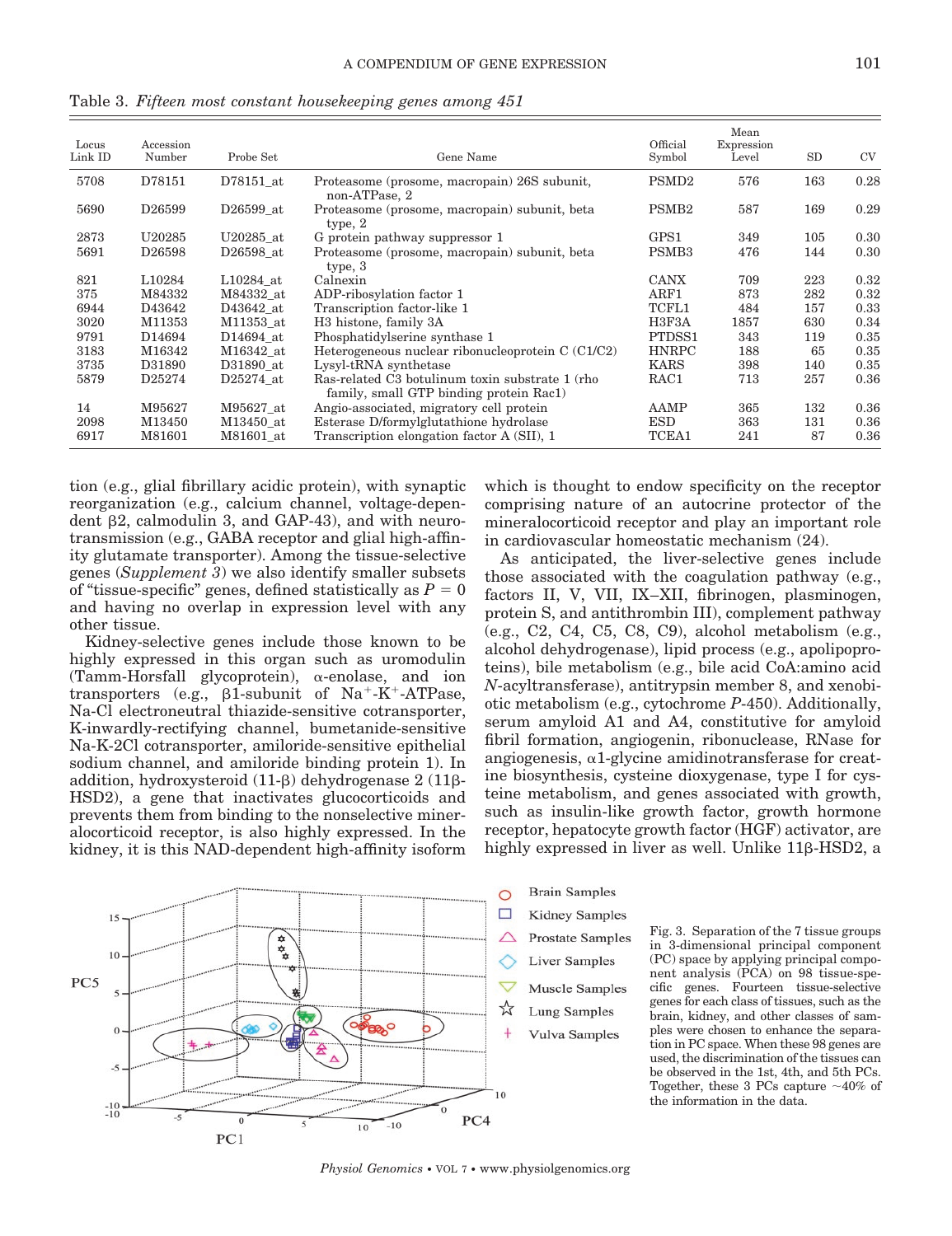Table 3. *Fifteen most constant housekeeping genes among 451*

| Locus Link ID | Accession Number | Probe Set | Gene Name | Official Symbol | Mean Expression Level | SD | CV |
|---|---|---|---|---|---|---|---|
| 5708 | D78151 | D78151_at | Proteasome (prosome, macropain) 26S subunit, non-ATPase, 2 | PSMD2 | 576 | 163 | 0.28 |
| 5690 | D26599 | D26599_at | Proteasome (prosome, macropain) subunit, beta type, 2 | PSMB2 | 587 | 169 | 0.29 |
| 2873 | U20285 | U20285_at | G protein pathway suppressor 1 | GPS1 | 349 | 105 | 0.30 |
| 5691 | D26598 | D26598_at | Proteasome (prosome, macropain) subunit, beta type, 3 | PSMB3 | 476 | 144 | 0.30 |
| 821 | L10284 | L10284_at | Calnexin | CANX | 709 | 223 | 0.32 |
| 375 | M84332 | M84332_at | ADP-ribosylation factor 1 | ARF1 | 873 | 282 | 0.32 |
| 6944 | D43642 | D43642_at | Transcription factor-like 1 | TCFL1 | 484 | 157 | 0.33 |
| 3020 | M11353 | M11353_at | H3 histone, family 3A | H3F3A | 1857 | 630 | 0.34 |
| 9791 | D14694 | D14694_at | Phosphatidylserine synthase 1 | PTDSS1 | 343 | 119 | 0.35 |
| 3183 | M16342 | M16342_at | Heterogeneous nuclear ribonucleoprotein C (C1/C2) | HNRPC | 188 | 65 | 0.35 |
| 3735 | D31890 | D31890_at | Lysyl-tRNA synthetase | KARS | 398 | 140 | 0.35 |
| 5879 | D25274 | D25274_at | Ras-related C3 botulinum toxin substrate 1 (rho family, small GTP binding protein Rac1) | RAC1 | 713 | 257 | 0.36 |
| 14 | M95627 | M95627_at | Angio-associated, migratory cell protein | AAMP | 365 | 132 | 0.36 |
| 2098 | M13450 | M13450_at | Esterase D/formylglutathione hydrolase | ESD | 363 | 131 | 0.36 |
| 6917 | M81601 | M81601_at | Transcription elongation factor A (SII), 1 | TCEA1 | 241 | 87 | 0.36 |

tion (e.g., glial fibrillary acidic protein), with synaptic reorganization (e.g., calcium channel, voltage-dependent β2, calmodulin 3, and GAP-43), and with neurotransmission (e.g., GABA receptor and glial high-affinity glutamate transporter). Among the tissue-selective genes (*Supplement 3*) we also identify smaller subsets of "tissue-specific" genes, defined statistically as $P = 0$ and having no overlap in expression level with any other tissue.

Kidney-selective genes include those known to be highly expressed in this organ such as uromodulin (Tamm-Horsfall glycoprotein), α-enolase, and ion transporters (e.g., β1-subunit of $Na^+$-$K^+$-ATPase, Na-Cl electroneutral thiazide-sensitive cotransporter, K-inwardly-rectifying channel, bumetanide-sensitive Na-K-2Cl cotransporter, amiloride-sensitive epithelial sodium channel, and amiloride binding protein 1). In addition, hydroxysteroid (11-β) dehydrogenase 2 (11β-HSD2), a gene that inactivates glucocorticoids and prevents them from binding to the nonselective mineralocorticoid receptor, is also highly expressed. In the kidney, it is this NAD-dependent high-affinity isoform which is thought to endow specificity on the receptor comprising nature of an autocrine protector of the mineralocorticoid receptor and play an important role in cardiovascular homeostatic mechanism (24).

As anticipated, the liver-selective genes include those associated with the coagulation pathway (e.g., factors II, V, VII, IX–XII, fibrinogen, plasminogen, protein S, and antithrombin III), complement pathway (e.g., C2, C4, C5, C8, C9), alcohol metabolism (e.g., alcohol dehydrogenase), lipid process (e.g., apolipoproteins), bile metabolism (e.g., bile acid CoA:amino acid *N*-acyltransferase), antitrypsin member 8, and xenobiotic metabolism (e.g., cytochrome *P*-450). Additionally, serum amyloid A1 and A4, constitutive for amyloid fibril formation, angiogenin, ribonuclease, RNase for angiogenesis, α1-glycine amidinotransferase for creatine biosynthesis, cysteine dioxygenase, type I for cysteine metabolism, and genes associated with growth, such as insulin-like growth factor, growth hormone receptor, hepatocyte growth factor (HGF) activator, are highly expressed in liver as well. Unlike 11β-HSD2, a

Fig. 3. Separation of the 7 tissue groups in 3-dimensional principal component (PC) space by applying principal component analysis (PCA) on 98 tissue-specific genes. Fourteen tissue-selective genes for each class of tissues, such as the brain, kidney, and other classes of samples were chosen to enhance the separation in PC space. When these 98 genes are used, the discrimination of the tissues can be observed in the 1st, 4th, and 5th PCs. Together, these 3 PCs capture ~40% of the information in the data.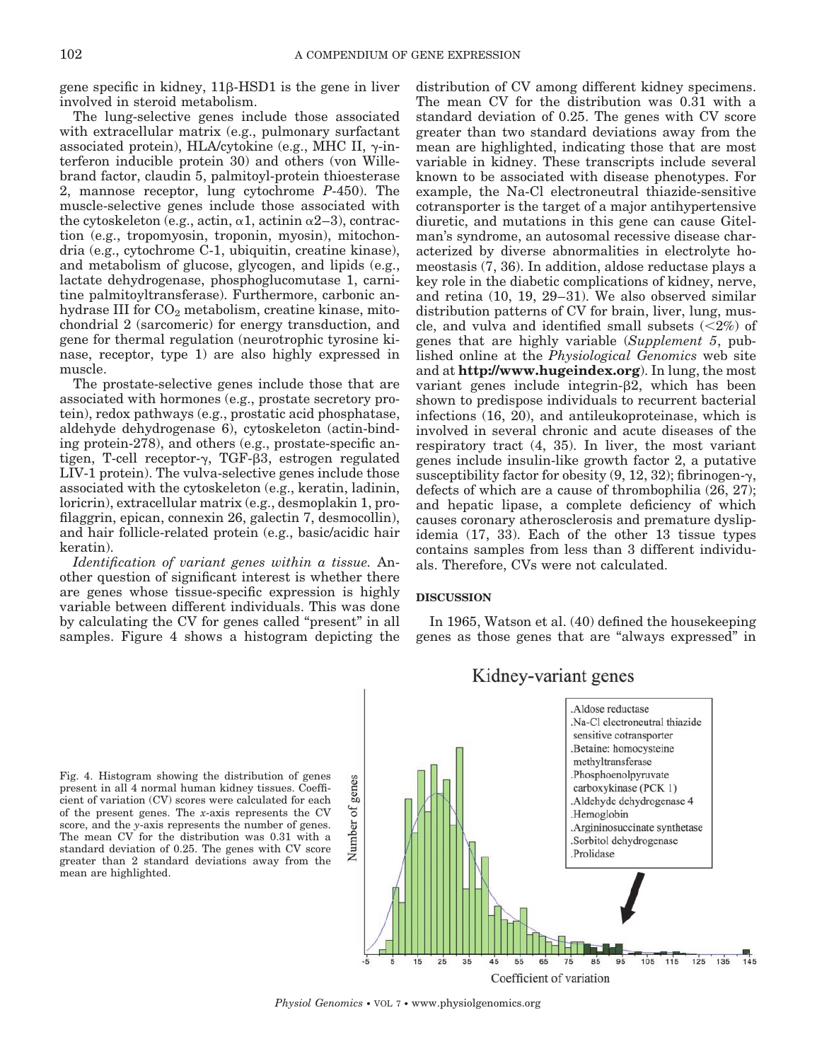gene specific in kidney, 11β-HSD1 is the gene in liver involved in steroid metabolism.

The lung-selective genes include those associated with extracellular matrix (e.g., pulmonary surfactant associated protein), HLA/cytokine (e.g., MHC II, γ-interferon inducible protein 30) and others (von Willebrand factor, claudin 5, palmitoyl-protein thioesterase 2, mannose receptor, lung cytochrome *P*-450). The muscle-selective genes include those associated with the cytoskeleton (e.g., actin, α1, actinin α2–3), contraction (e.g., tropomyosin, troponin, myosin), mitochondria (e.g., cytochrome C-1, ubiquitin, creatine kinase), and metabolism of glucose, glycogen, and lipids (e.g., lactate dehydrogenase, phosphoglucomutase 1, carnitine palmitoyltransferase). Furthermore, carbonic anhydrase III for $CO_2$ metabolism, creatine kinase, mitochondrial 2 (sarcomeric) for energy transduction, and gene for thermal regulation (neurotrophic tyrosine kinase, receptor, type 1) are also highly expressed in muscle.

The prostate-selective genes include those that are associated with hormones (e.g., prostate secretory protein), redox pathways (e.g., prostatic acid phosphatase, aldehyde dehydrogenase 6), cytoskeleton (actin-binding protein-278), and others (e.g., prostate-specific antigen, T-cell receptor-γ, TGF-β3, estrogen regulated LIV-1 protein). The vulva-selective genes include those associated with the cytoskeleton (e.g., keratin, ladinin, loricrin), extracellular matrix (e.g., desmoplakin 1, profilaggrin, epican, connexin 26, galectin 7, desmocollin), and hair follicle-related protein (e.g., basic/acidic hair keratin).

*Identification of variant genes within a tissue.* Another question of significant interest is whether there are genes whose tissue-specific expression is highly variable between different individuals. This was done by calculating the CV for genes called "present" in all samples. Figure 4 shows a histogram depicting the distribution of CV among different kidney specimens. The mean CV for the distribution was 0.31 with a standard deviation of 0.25. The genes with CV score greater than two standard deviations away from the mean are highlighted, indicating those that are most variable in kidney. These transcripts include several known to be associated with disease phenotypes. For example, the Na-Cl electroneutral thiazide-sensitive cotransporter is the target of a major antihypertensive diuretic, and mutations in this gene can cause Gitelman's syndrome, an autosomal recessive disease characterized by diverse abnormalities in electrolyte homeostasis (7, 36). In addition, aldose reductase plays a key role in the diabetic complications of kidney, nerve, and retina (10, 19, 29–31). We also observed similar distribution patterns of CV for brain, liver, lung, muscle, and vulva and identified small subsets (<2%) of genes that are highly variable (*Supplement 5*, published online at the *Physiological Genomics* web site and at **http://www.hugeindex.org**). In lung, the most variant genes include integrin-β2, which has been shown to predispose individuals to recurrent bacterial infections (16, 20), and antileukoproteinase, which is involved in several chronic and acute diseases of the respiratory tract (4, 35). In liver, the most variant genes include insulin-like growth factor 2, a putative susceptibility factor for obesity (9, 12, 32); fibrinogen-γ, defects of which are a cause of thrombophilia (26, 27); and hepatic lipase, a complete deficiency of which causes coronary atherosclerosis and premature dyslipidemia (17, 33). Each of the other 13 tissue types contains samples from less than 3 different individuals. Therefore, CVs were not calculated.

## DISCUSSION

In 1965, Watson et al. (40) defined the housekeeping genes as those genes that are "always expressed" in

Fig. 4. Histogram showing the distribution of genes present in all 4 normal human kidney tissues. Coefficient of variation (CV) scores were calculated for each of the present genes. The *x*-axis represents the CV score, and the *y*-axis represents the number of genes. The mean CV for the distribution was 0.31 with a standard deviation of 0.25. The genes with CV score greater than 2 standard deviations away from the mean are highlighted.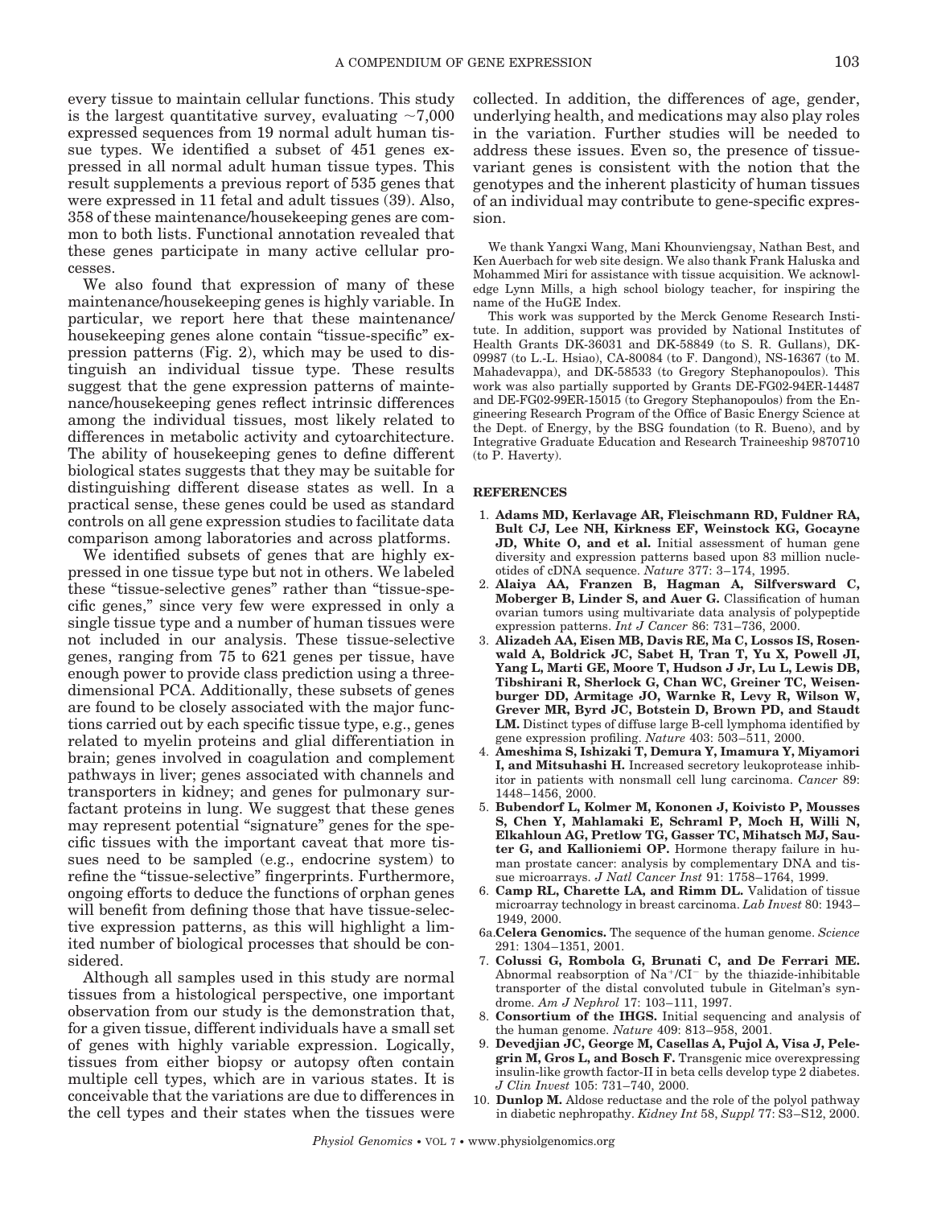every tissue to maintain cellular functions. This study is the largest quantitative survey, evaluating ~7,000 expressed sequences from 19 normal adult human tissue types. We identified a subset of 451 genes expressed in all normal adult human tissue types. This result supplements a previous report of 535 genes that were expressed in 11 fetal and adult tissues (39). Also, 358 of these maintenance/housekeeping genes are common to both lists. Functional annotation revealed that these genes participate in many active cellular processes.

We also found that expression of many of these maintenance/housekeeping genes is highly variable. In particular, we report here that these maintenance/housekeeping genes alone contain "tissue-specific" expression patterns (Fig. 2), which may be used to distinguish an individual tissue type. These results suggest that the gene expression patterns of maintenance/housekeeping genes reflect intrinsic differences among the individual tissues, most likely related to differences in metabolic activity and cytoarchitecture. The ability of housekeeping genes to define different biological states suggests that they may be suitable for distinguishing different disease states as well. In a practical sense, these genes could be used as standard controls on all gene expression studies to facilitate data comparison among laboratories and across platforms.

We identified subsets of genes that are highly expressed in one tissue type but not in others. We labeled these "tissue-selective genes" rather than "tissue-specific genes," since very few were expressed in only a single tissue type and a number of human tissues were not included in our analysis. These tissue-selective genes, ranging from 75 to 621 genes per tissue, have enough power to provide class prediction using a three-dimensional PCA. Additionally, these subsets of genes are found to be closely associated with the major functions carried out by each specific tissue type, e.g., genes related to myelin proteins and glial differentiation in brain; genes involved in coagulation and complement pathways in liver; genes associated with channels and transporters in kidney; and genes for pulmonary surfactant proteins in lung. We suggest that these genes may represent potential "signature" genes for the specific tissues with the important caveat that more tissues need to be sampled (e.g., endocrine system) to refine the "tissue-selective" fingerprints. Furthermore, ongoing efforts to deduce the functions of orphan genes will benefit from defining those that have tissue-selective expression patterns, as this will highlight a limited number of biological processes that should be considered.

Although all samples used in this study are normal tissues from a histological perspective, one important observation from our study is the demonstration that, for a given tissue, different individuals have a small set of genes with highly variable expression. Logically, tissues from either biopsy or autopsy often contain multiple cell types, which are in various states. It is conceivable that the variations are due to differences in the cell types and their states when the tissues were collected. In addition, the differences of age, gender, underlying health, and medications may also play roles in the variation. Further studies will be needed to address these issues. Even so, the presence of tissue-variant genes is consistent with the notion that the genotypes and the inherent plasticity of human tissues of an individual may contribute to gene-specific expression.

We thank Yangxi Wang, Mani Khounviengsay, Nathan Best, and Ken Auerbach for web site design. We also thank Frank Haluska and Mohammed Miri for assistance with tissue acquisition. We acknowledge Lynn Mills, a high school biology teacher, for inspiring the name of the HuGE Index.

This work was supported by the Merck Genome Research Institute. In addition, support was provided by National Institutes of Health Grants DK-36031 and DK-58849 (to S. R. Gullans), DK-09987 (to L.-L. Hsiao), CA-80084 (to F. Dangond), NS-16367 (to M. Mahadevappa), and DK-58533 (to Gregory Stephanopoulos). This work was also partially supported by Grants DE-FG02-94ER-14487 and DE-FG02-99ER-15015 (to Gregory Stephanopoulos) from the Engineering Research Program of the Office of Basic Energy Science at the Dept. of Energy, by the BSG foundation (to R. Bueno), and by Integrative Graduate Education and Research Traineeship 9870710 (to P. Haverty).

## REFERENCES

1. **Adams MD, Kerlavage AR, Fleischmann RD, Fuldner RA, Bult CJ, Lee NH, Kirkness EF, Weinstock KG, Gocayne JD, White O, and et al.** Initial assessment of human gene diversity and expression patterns based upon 83 million nucleotides of cDNA sequence. *Nature* 377: 3–174, 1995.
2. **Alaiya AA, Franzen B, Hagman A, Silfversward C, Moberger B, Linder S, and Auer G.** Classification of human ovarian tumors using multivariate data analysis of polypeptide expression patterns. *Int J Cancer* 86: 731–736, 2000.
3. **Alizadeh AA, Eisen MB, Davis RE, Ma C, Lossos IS, Rosenwald A, Boldrick JC, Sabet H, Tran T, Yu X, Powell JI, Yang L, Marti GE, Moore T, Hudson J Jr, Lu L, Lewis DB, Tibshirani R, Sherlock G, Chan WC, Greiner TC, Weisenburger DD, Armitage JO, Warnke R, Levy R, Wilson W, Grever MR, Byrd JC, Botstein D, Brown PD, and Staudt LM.** Distinct types of diffuse large B-cell lymphoma identified by gene expression profiling. *Nature* 403: 503–511, 2000.
4. **Ameshima S, Ishizaki T, Demura Y, Imamura Y, Miyamori I, and Mitsuhashi H.** Increased secretory leukoprotease inhibitor in patients with nonsmall cell lung carcinoma. *Cancer* 89: 1448–1456, 2000.
5. **Bubendorf L, Kolmer M, Kononen J, Koivisto P, Mousses S, Chen Y, Mahlamaki E, Schraml P, Moch H, Willi N, Elkahloun AG, Pretlow TG, Gasser TC, Mihatsch MJ, Sauter G, and Kallioniemi OP.** Hormone therapy failure in human prostate cancer: analysis by complementary DNA and tissue microarrays. *J Natl Cancer Inst* 91: 1758–1764, 1999.
6. **Camp RL, Charette LA, and Rimm DL.** Validation of tissue microarray technology in breast carcinoma. *Lab Invest* 80: 1943–1949, 2000.

6a. **Celera Genomics.** The sequence of the human genome. *Science* 291: 1304–1351, 2001.

7. **Colussi G, Rombola G, Brunati C, and De Ferrari ME.** Abnormal reabsorption of $Na^+/Cl^-$ by the thiazide-inhibitable transporter of the distal convoluted tubule in Gitelman's syndrome. *Am J Nephrol* 17: 103–111, 1997.
8. **Consortium of the IHGS.** Initial sequencing and analysis of the human genome. *Nature* 409: 813–958, 2001.
9. **Devedjian JC, George M, Casellas A, Pujol A, Visa J, Pelegrin M, Gros L, and Bosch F.** Transgenic mice overexpressing insulin-like growth factor-II in beta cells develop type 2 diabetes. *J Clin Invest* 105: 731–740, 2000.
10. **Dunlop M.** Aldose reductase and the role of the polyol pathway in diabetic nephropathy. *Kidney Int* 58, *Suppl* 77: S3–S12, 2000.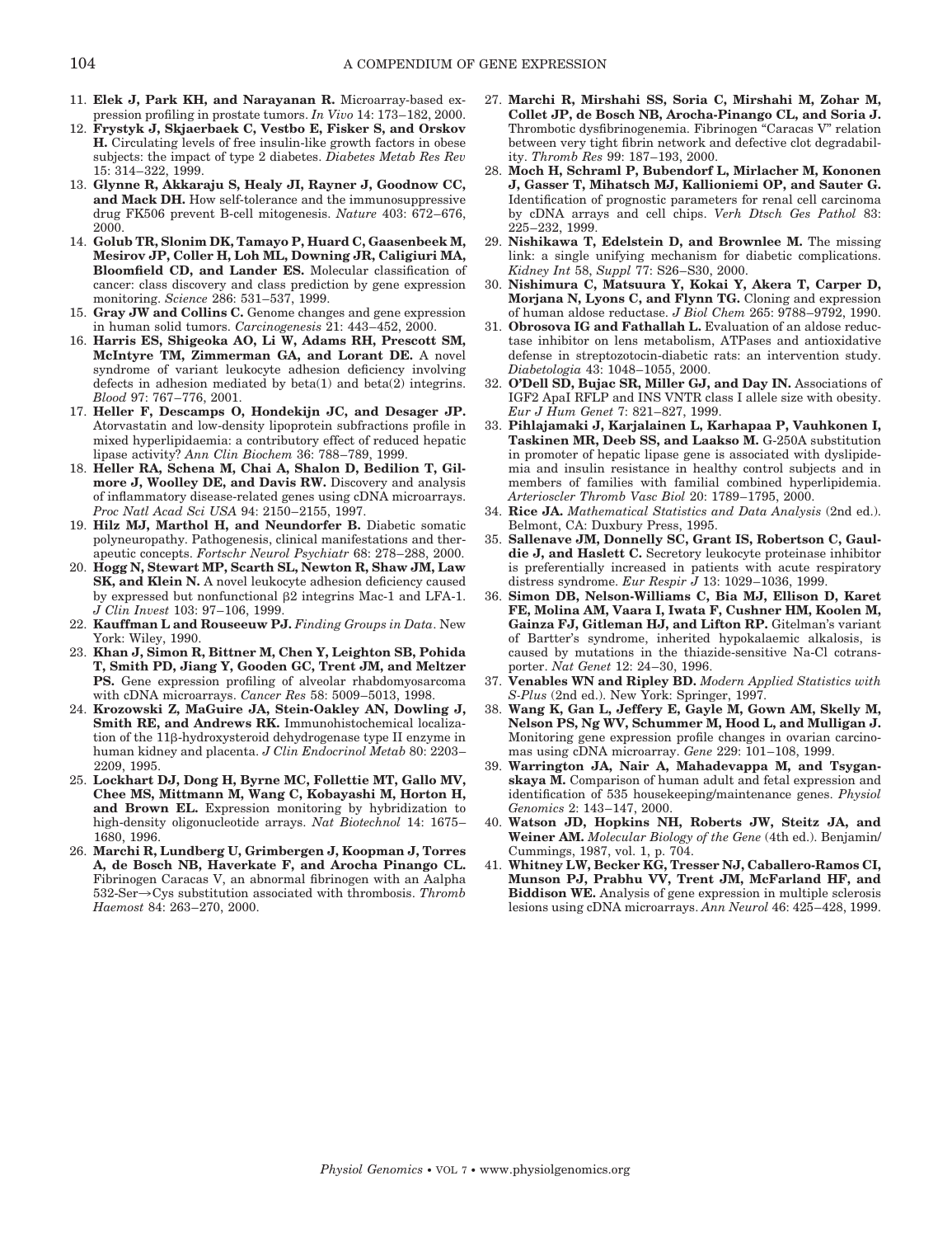11. **Elek J, Park KH, and Narayanan R.** Microarray-based expression profiling in prostate tumors. *In Vivo* 14: 173–182, 2000.
12. **Frystyk J, Skjaerbaek C, Vestbo E, Fisker S, and Orskov H.** Circulating levels of free insulin-like growth factors in obese subjects: the impact of type 2 diabetes. *Diabetes Metab Res Rev* 15: 314–322, 1999.
13. **Glynne R, Akkaraju S, Healy JI, Rayner J, Goodnow CC, and Mack DH.** How self-tolerance and the immunosuppressive drug FK506 prevent B-cell mitogenesis. *Nature* 403: 672–676, 2000.
14. **Golub TR, Slonim DK, Tamayo P, Huard C, Gaasenbeek M, Mesirov JP, Coller H, Loh ML, Downing JR, Caligiuri MA, Bloomfield CD, and Lander ES.** Molecular classification of cancer: class discovery and class prediction by gene expression monitoring. *Science* 286: 531–537, 1999.
15. **Gray JW and Collins C.** Genome changes and gene expression in human solid tumors. *Carcinogenesis* 21: 443–452, 2000.
16. **Harris ES, Shigeoka AO, Li W, Adams RH, Prescott SM, McIntyre TM, Zimmerman GA, and Lorant DE.** A novel syndrome of variant leukocyte adhesion deficiency involving defects in adhesion mediated by beta(1) and beta(2) integrins. *Blood* 97: 767–776, 2001.
17. **Heller F, Descamps O, Hondekijn JC, and Desager JP.** Atorvastatin and low-density lipoprotein subfractions profile in mixed hyperlipidaemia: a contributory effect of reduced hepatic lipase activity? *Ann Clin Biochem* 36: 788–789, 1999.
18. **Heller RA, Schena M, Chai A, Shalon D, Bedilion T, Gilmore J, Woolley DE, and Davis RW.** Discovery and analysis of inflammatory disease-related genes using cDNA microarrays. *Proc Natl Acad Sci USA* 94: 2150–2155, 1997.
19. **Hilz MJ, Marthol H, and Neundorfer B.** Diabetic somatic polyneuropathy. Pathogenesis, clinical manifestations and therapeutic concepts. *Fortschr Neurol Psychiatr* 68: 278–288, 2000.
20. **Hogg N, Stewart MP, Scarth SL, Newton R, Shaw JM, Law SK, and Klein N.** A novel leukocyte adhesion deficiency caused by expressed but nonfunctional β2 integrins Mac-1 and LFA-1. *J Clin Invest* 103: 97–106, 1999.
22. **Kauffman L and Rouseeuw PJ.** *Finding Groups in Data*. New York: Wiley, 1990.
23. **Khan J, Simon R, Bittner M, Chen Y, Leighton SB, Pohida T, Smith PD, Jiang Y, Gooden GC, Trent JM, and Meltzer PS.** Gene expression profiling of alveolar rhabdomyosarcoma with cDNA microarrays. *Cancer Res* 58: 5009–5013, 1998.
24. **Krozowski Z, MaGuire JA, Stein-Oakley AN, Dowling J, Smith RE, and Andrews RK.** Immunohistochemical localization of the 11β-hydroxysteroid dehydrogenase type II enzyme in human kidney and placenta. *J Clin Endocrinol Metab* 80: 2203–2209, 1995.
25. **Lockhart DJ, Dong H, Byrne MC, Follettie MT, Gallo MV, Chee MS, Mittmann M, Wang C, Kobayashi M, Horton H, and Brown EL.** Expression monitoring by hybridization to high-density oligonucleotide arrays. *Nat Biotechnol* 14: 1675–1680, 1996.
26. **Marchi R, Lundberg U, Grimbergen J, Koopman J, Torres A, de Bosch NB, Haverkate F, and Arocha Pinango CL.** Fibrinogen Caracas V, an abnormal fibrinogen with an Aalpha 532-Ser→Cys substitution associated with thrombosis. *Thromb Haemost* 84: 263–270, 2000.
27. **Marchi R, Mirshahi SS, Soria C, Mirshahi M, Zohar M, Collet JP, de Bosch NB, Arocha-Pinango CL, and Soria J.** Thrombotic dysfibrinogenemia. Fibrinogen "Caracas V" relation between very tight fibrin network and defective clot degradability. *Thromb Res* 99: 187–193, 2000.
28. **Moch H, Schraml P, Bubendorf L, Mirlacher M, Kononen J, Gasser T, Mihatsch MJ, Kallioniemi OP, and Sauter G.** Identification of prognostic parameters for renal cell carcinoma by cDNA arrays and cell chips. *Verh Dtsch Ges Pathol* 83: 225–232, 1999.
29. **Nishikawa T, Edelstein D, and Brownlee M.** The missing link: a single unifying mechanism for diabetic complications. *Kidney Int* 58, *Suppl* 77: S26–S30, 2000.
30. **Nishimura C, Matsuura Y, Kokai Y, Akera T, Carper D, Morjana N, Lyons C, and Flynn TG.** Cloning and expression of human aldose reductase. *J Biol Chem* 265: 9788–9792, 1990.
31. **Obrosova IG and Fathallah L.** Evaluation of an aldose reductase inhibitor on lens metabolism, ATPases and antioxidative defense in streptozotocin-diabetic rats: an intervention study. *Diabetologia* 43: 1048–1055, 2000.
32. **O'Dell SD, Bujac SR, Miller GJ, and Day IN.** Associations of IGF2 ApaI RFLP and INS VNTR class I allele size with obesity. *Eur J Hum Genet* 7: 821–827, 1999.
33. **Pihlajamaki J, Karjalainen L, Karhapaa P, Vauhkonen I, Taskinen MR, Deeb SS, and Laakso M.** G-250A substitution in promoter of hepatic lipase gene is associated with dyslipidemia and insulin resistance in healthy control subjects and in members of families with familial combined hyperlipidemia. *Arterioscler Thromb Vasc Biol* 20: 1789–1795, 2000.
34. **Rice JA.** *Mathematical Statistics and Data Analysis* (2nd ed.). Belmont, CA: Duxbury Press, 1995.
35. **Sallenave JM, Donnelly SC, Grant IS, Robertson C, Gauldie J, and Haslett C.** Secretory leukocyte proteinase inhibitor is preferentially increased in patients with acute respiratory distress syndrome. *Eur Respir J* 13: 1029–1036, 1999.
36. **Simon DB, Nelson-Williams C, Bia MJ, Ellison D, Karet FE, Molina AM, Vaara I, Iwata F, Cushner HM, Koolen M, Gainza FJ, Gitleman HJ, and Lifton RP.** Gitelman's variant of Bartter's syndrome, inherited hypokalaemic alkalosis, is caused by mutations in the thiazide-sensitive Na-Cl cotransporter. *Nat Genet* 12: 24–30, 1996.
37. **Venables WN and Ripley BD.** *Modern Applied Statistics with S-Plus* (2nd ed.). New York: Springer, 1997.
38. **Wang K, Gan L, Jeffery E, Gayle M, Gown AM, Skelly M, Nelson PS, Ng WV, Schummer M, Hood L, and Mulligan J.** Monitoring gene expression profile changes in ovarian carcinomas using cDNA microarray. *Gene* 229: 101–108, 1999.
39. **Warrington JA, Nair A, Mahadevappa M, and Tsyganskaya M.** Comparison of human adult and fetal expression and identification of 535 housekeeping/maintenance genes. *Physiol Genomics* 2: 143–147, 2000.
40. **Watson JD, Hopkins NH, Roberts JW, Steitz JA, and Weiner AM.** *Molecular Biology of the Gene* (4th ed.). Benjamin/Cummings, 1987, vol. 1, p. 704.
41. **Whitney LW, Becker KG, Tresser NJ, Caballero-Ramos CI, Munson PJ, Prabhu VV, Trent JM, McFarland HF, and Biddison WE.** Analysis of gene expression in multiple sclerosis lesions using cDNA microarrays. *Ann Neurol* 46: 425–428, 1999.